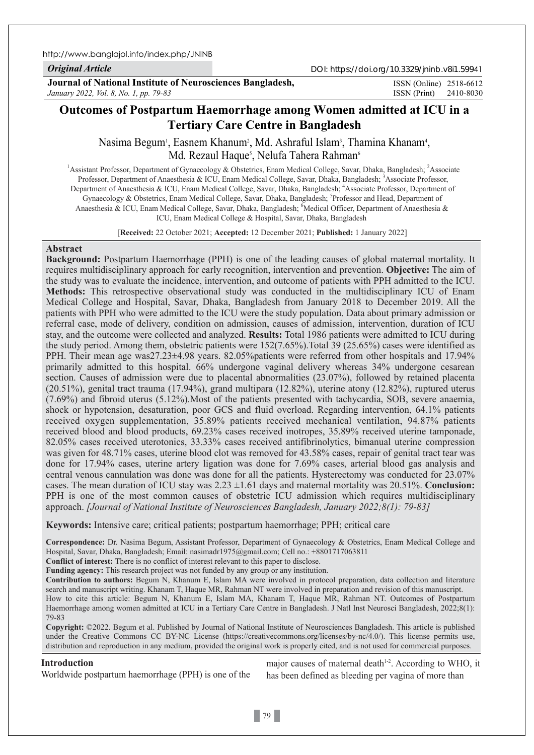*Original Article*

**Journal of National Institute of Neurosciences Bangladesh,**
*January 2022, Vol. 8, No. 1, pp. 79-83*

http://www.banglajol.info/index.php/JNINB

DOI: https://doi.org/10.3329/jninb.v8i1.59941

ISSN (Online) 2518-6612
ISSN (Print) 2410-8030

# Outcomes of Postpartum Haemorrhage among Women admitted at ICU in a Tertiary Care Centre in Bangladesh

Nasima Begum[1], Easnem Khanum[2], Md. Ashraful Islam[3], Thamina Khanam[4], Md. Rezaul Haque[5], Nelufa Tahera Rahman[6]

[1]Assistant Professor, Department of Gynaecology & Obstetrics, Enam Medical College, Savar, Dhaka, Bangladesh; [2]Associate Professor, Department of Anaesthesia & ICU, Enam Medical College, Savar, Dhaka, Bangladesh; [3]Associate Professor, Department of Anaesthesia & ICU, Enam Medical College, Savar, Dhaka, Bangladesh; [4]Associate Professor, Department of Gynaecology & Obstetrics, Enam Medical College, Savar, Dhaka, Bangladesh; [5]Professor and Head, Department of Anaesthesia & ICU, Enam Medical College, Savar, Dhaka, Bangladesh; [6]Medical Officer, Department of Anaesthesia & ICU, Enam Medical College & Hospital, Savar, Dhaka, Bangladesh

[**Received:** 22 October 2021; **Accepted:** 12 December 2021; **Published:** 1 January 2022]

## Abstract

**Background:** Postpartum Haemorrhage (PPH) is one of the leading causes of global maternal mortality. It requires multidisciplinary approach for early recognition, intervention and prevention. **Objective:** The aim of the study was to evaluate the incidence, intervention, and outcome of patients with PPH admitted to the ICU. **Methods:** This retrospective observational study was conducted in the multidisciplinary ICU of Enam Medical College and Hospital, Savar, Dhaka, Bangladesh from January 2018 to December 2019. All the patients with PPH who were admitted to the ICU were the study population. Data about primary admission or referral case, mode of delivery, condition on admission, causes of admission, intervention, duration of ICU stay, and the outcome were collected and analyzed. **Results:** Total 1986 patients were admitted to ICU during the study period. Among them, obstetric patients were 152(7.65%).Total 39 (25.65%) cases were identified as PPH. Their mean age was27.23±4.98 years. 82.05%patients were referred from other hospitals and 17.94% primarily admitted to this hospital. 66% undergone vaginal delivery whereas 34% undergone cesarean section. Causes of admission were due to placental abnormalities (23.07%), followed by retained placenta (20.51%), genital tract trauma (17.94%), grand multipara (12.82%), uterine atony (12.82%), ruptured uterus (7.69%) and fibroid uterus (5.12%).Most of the patients presented with tachycardia, SOB, severe anaemia, shock or hypotension, desaturation, poor GCS and fluid overload. Regarding intervention, 64.1% patients received oxygen supplementation, 35.89% patients received mechanical ventilation, 94.87% patients received blood and blood products, 69.23% cases received inotropes, 35.89% received uterine tamponade, 82.05% cases received uterotonics, 33.33% cases received antifibrinolytics, bimanual uterine compression was given for 48.71% cases, uterine blood clot was removed for 43.58% cases, repair of genital tract tear was done for 17.94% cases, uterine artery ligation was done for 7.69% cases, arterial blood gas analysis and central venous cannulation was done was done for all the patients. Hysterectomy was conducted for 23.07% cases. The mean duration of ICU stay was 2.23 ±1.61 days and maternal mortality was 20.51%. **Conclusion:** PPH is one of the most common causes of obstetric ICU admission which requires multidisciplinary approach. *[Journal of National Institute of Neurosciences Bangladesh, January 2022;8(1): 79-83]*

**Keywords:** Intensive care; critical patients; postpartum haemorrhage; PPH; critical care

**Correspondence:** Dr. Nasima Begum, Assistant Professor, Department of Gynaecology & Obstetrics, Enam Medical College and Hospital, Savar, Dhaka, Bangladesh; Email: nasimadr1975@gmail.com; Cell no.: +8801717063811

**Conflict of interest:** There is no conflict of interest relevant to this paper to disclose.

**Funding agency:** This research project was not funded by any group or any institution.

**Contribution to authors:** Begum N, Khanum E, Islam MA were involved in protocol preparation, data collection and literature search and manuscript writing. Khanam T, Haque MR, Rahman NT were involved in preparation and revision of this manuscript.

How to cite this article: Begum N, Khanum E, Islam MA, Khanam T, Haque MR, Rahman NT. Outcomes of Postpartum Haemorrhage among women admitted at ICU in a Tertiary Care Centre in Bangladesh. J Natl Inst Neurosci Bangladesh, 2022;8(1): 79-83

**Copyright:** ©2022. Begum et al. Published by Journal of National Institute of Neurosciences Bangladesh. This article is published under the Creative Commons CC BY-NC License (https://creativecommons.org/licenses/by-nc/4.0/). This license permits use, distribution and reproduction in any medium, provided the original work is properly cited, and is not used for commercial purposes.

## Introduction

Worldwide postpartum haemorrhage (PPH) is one of the major causes of maternal death[1-2]. According to WHO, it has been defined as bleeding per vagina of more than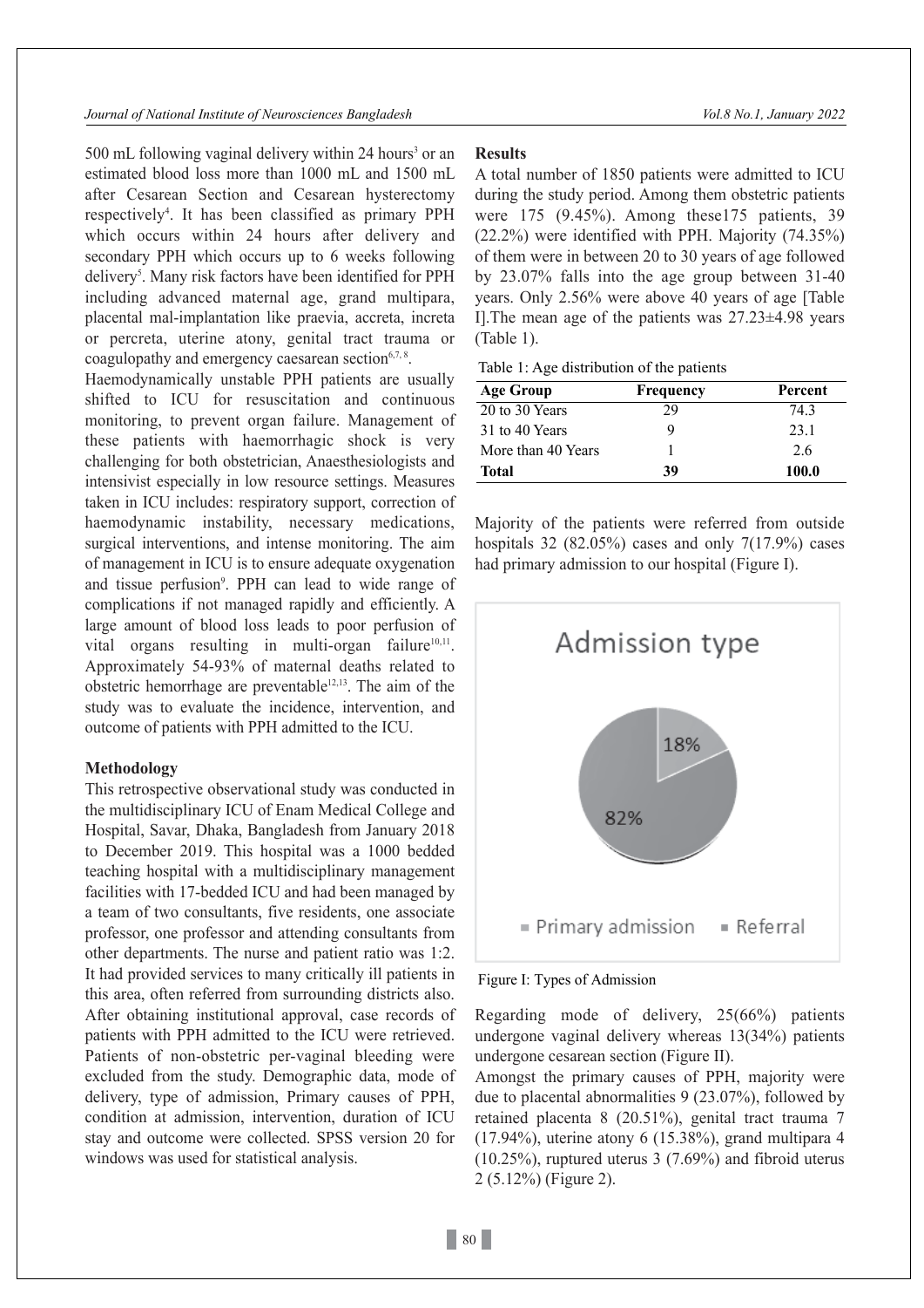500 mL following vaginal delivery within 24 hours[3] or an estimated blood loss more than 1000 mL and 1500 mL after Cesarean Section and Cesarean hysterectomy respectively[4]. It has been classified as primary PPH which occurs within 24 hours after delivery and secondary PPH which occurs up to 6 weeks following delivery[5]. Many risk factors have been identified for PPH including advanced maternal age, grand multipara, placental mal-implantation like praevia, accreta, increta or percreta, uterine atony, genital tract trauma or coagulopathy and emergency caesarean section[6,7,8].

Haemodynamically unstable PPH patients are usually shifted to ICU for resuscitation and continuous monitoring, to prevent organ failure. Management of these patients with haemorrhagic shock is very challenging for both obstetrician, Anaesthesiologists and intensivist especially in low resource settings. Measures taken in ICU includes: respiratory support, correction of haemodynamic instability, necessary medications, surgical interventions, and intense monitoring. The aim of management in ICU is to ensure adequate oxygenation and tissue perfusion[9]. PPH can lead to wide range of complications if not managed rapidly and efficiently. A large amount of blood loss leads to poor perfusion of vital organs resulting in multi-organ failure[10,11]. Approximately 54-93% of maternal deaths related to obstetric hemorrhage are preventable[12,13]. The aim of the study was to evaluate the incidence, intervention, and outcome of patients with PPH admitted to the ICU.

## Methodology

This retrospective observational study was conducted in the multidisciplinary ICU of Enam Medical College and Hospital, Savar, Dhaka, Bangladesh from January 2018 to December 2019. This hospital was a 1000 bedded teaching hospital with a multidisciplinary management facilities with 17-bedded ICU and had been managed by a team of two consultants, five residents, one associate professor, one professor and attending consultants from other departments. The nurse and patient ratio was 1:2. It had provided services to many critically ill patients in this area, often referred from surrounding districts also. After obtaining institutional approval, case records of patients with PPH admitted to the ICU were retrieved. Patients of non-obstetric per-vaginal bleeding were excluded from the study. Demographic data, mode of delivery, type of admission, Primary causes of PPH, condition at admission, intervention, duration of ICU stay and outcome were collected. SPSS version 20 for windows was used for statistical analysis.

## Results

A total number of 1850 patients were admitted to ICU during the study period. Among them obstetric patients were 175 (9.45%). Among these175 patients, 39 (22.2%) were identified with PPH. Majority (74.35%) of them were in between 20 to 30 years of age followed by 23.07% falls into the age group between 31-40 years. Only 2.56% were above 40 years of age [Table I].The mean age of the patients was 27.23±4.98 years (Table 1).

Table 1: Age distribution of the patients

| Age Group | Frequency | Percent |
|---|---|---|
| 20 to 30 Years | 29 | 74.3 |
| 31 to 40 Years | 9 | 23.1 |
| More than 40 Years | 1 | 2.6 |
| **Total** | **39** | **100.0** |

Majority of the patients were referred from outside hospitals 32 (82.05%) cases and only 7(17.9%) cases had primary admission to our hospital (Figure I).

Admission type

18%

82%

■ Primary admission ■ Referral

Figure I: Types of Admission

Regarding mode of delivery, 25(66%) patients undergone vaginal delivery whereas 13(34%) patients undergone cesarean section (Figure II).

Amongst the primary causes of PPH, majority were due to placental abnormalities 9 (23.07%), followed by retained placenta 8 (20.51%), genital tract trauma 7 (17.94%), uterine atony 6 (15.38%), grand multipara 4 (10.25%), ruptured uterus 3 (7.69%) and fibroid uterus 2 (5.12%) (Figure 2).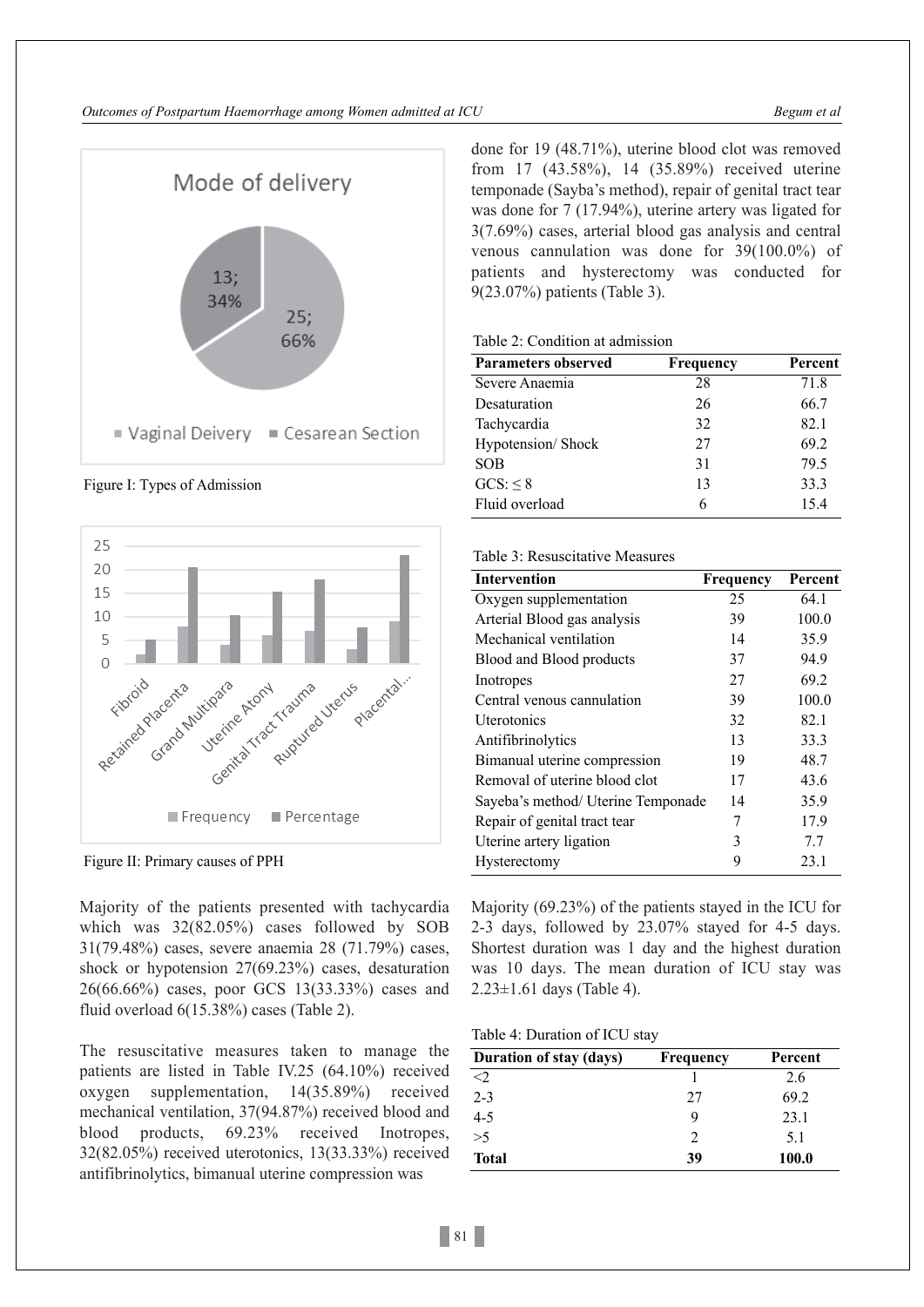Figure I: Types of Admission

Figure II: Primary causes of PPH

Majority of the patients presented with tachycardia which was 32(82.05%) cases followed by SOB 31(79.48%) cases, severe anaemia 28 (71.79%) cases, shock or hypotension 27(69.23%) cases, desaturation 26(66.66%) cases, poor GCS 13(33.33%) cases and fluid overload 6(15.38%) cases (Table 2).

The resuscitative measures taken to manage the patients are listed in Table IV.25 (64.10%) received oxygen supplementation, 14(35.89%) received mechanical ventilation, 37(94.87%) received blood and blood products, 69.23% received Inotropes, 32(82.05%) received uterotonics, 13(33.33%) received antifibrinolytics, bimanual uterine compression was done for 19 (48.71%), uterine blood clot was removed from 17 (43.58%), 14 (35.89%) received uterine temponade (Sayba's method), repair of genital tract tear was done for 7 (17.94%), uterine artery was ligated for 3(7.69%) cases, arterial blood gas analysis and central venous cannulation was done for 39(100.0%) of patients and hysterectomy was conducted for 9(23.07%) patients (Table 3).

Table 2: Condition at admission

| Parameters observed | Frequency | Percent |
|---|---|---|
| Severe Anaemia | 28 | 71.8 |
| Desaturation | 26 | 66.7 |
| Tachycardia | 32 | 82.1 |
| Hypotension/ Shock | 27 | 69.2 |
| SOB | 31 | 79.5 |
| GCS: ≤ 8 | 13 | 33.3 |
| Fluid overload | 6 | 15.4 |

Table 3: Resuscitative Measures

| Intervention | Frequency | Percent |
|---|---|---|
| Oxygen supplementation | 25 | 64.1 |
| Arterial Blood gas analysis | 39 | 100.0 |
| Mechanical ventilation | 14 | 35.9 |
| Blood and Blood products | 37 | 94.9 |
| Inotropes | 27 | 69.2 |
| Central venous cannulation | 39 | 100.0 |
| Uterotonics | 32 | 82.1 |
| Antifibrinolytics | 13 | 33.3 |
| Bimanual uterine compression | 19 | 48.7 |
| Removal of uterine blood clot | 17 | 43.6 |
| Sayeba's method/ Uterine Temponade | 14 | 35.9 |
| Repair of genital tract tear | 7 | 17.9 |
| Uterine artery ligation | 3 | 7.7 |
| Hysterectomy | 9 | 23.1 |

Majority (69.23%) of the patients stayed in the ICU for 2-3 days, followed by 23.07% stayed for 4-5 days. Shortest duration was 1 day and the highest duration was 10 days. The mean duration of ICU stay was 2.23±1.61 days (Table 4).

Table 4: Duration of ICU stay

| Duration of stay (days) | Frequency | Percent |
|---|---|---|
| <2 | 1 | 2.6 |
| 2-3 | 27 | 69.2 |
| 4-5 | 9 | 23.1 |
| >5 | 2 | 5.1 |
| **Total** | **39** | **100.0** |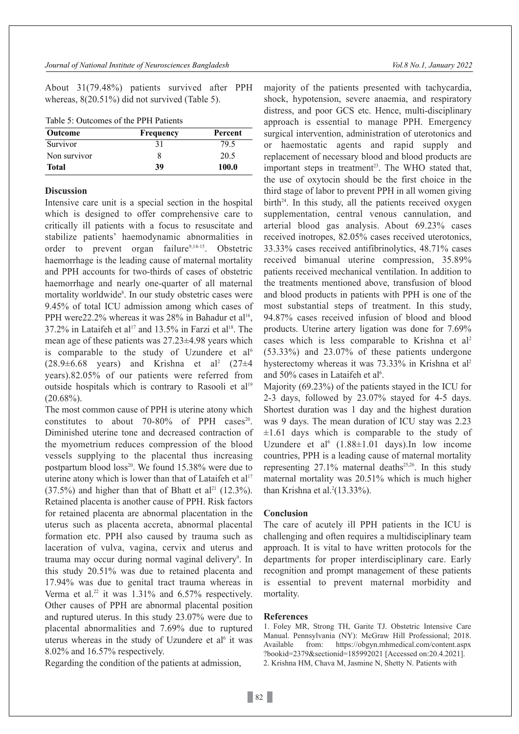About 31(79.48%) patients survived after PPH whereas, 8(20.51%) did not survived (Table 5).

Table 5: Outcomes of the PPH Patients

| Outcome | Frequency | Percent |
|---|---|---|
| Survivor | 31 | 79.5 |
| Non survivor | 8 | 20.5 |
| **Total** | **39** | **100.0** |

## Discussion

Intensive care unit is a special section in the hospital which is designed to offer comprehensive care to critically ill patients with a focus to resuscitate and stabilize patients' haemodynamic abnormalities in order to prevent organ failure[9,14-15]. Obstetric haemorrhage is the leading cause of maternal mortality and PPH accounts for two-thirds of cases of obstetric haemorrhage and nearly one-quarter of all maternal mortality worldwide[8]. In our study obstetric cases were 9.45% of total ICU admission among which cases of PPH were22.2% whereas it was 28% in Bahadur et al[16], 37.2% in Lataifeh et al[17] and 13.5% in Farzi et al[18]. The mean age of these patients was 27.23±4.98 years which is comparable to the study of Uzundere et al[6] (28.9±6.68 years) and Krishna et al[2] (27±4 years).82.05% of our patients were referred from outside hospitals which is contrary to Rasooli et al[19] (20.68%).

The most common cause of PPH is uterine atony which constitutes to about 70-80% of PPH cases[20]. Diminished uterine tone and decreased contraction of the myometrium reduces compression of the blood vessels supplying to the placental thus increasing postpartum blood loss[20]. We found 15.38% were due to uterine atony which is lower than that of Lataifeh et al[17] (37.5%) and higher than that of Bhatt et al[21] (12.3%). Retained placenta is another cause of PPH. Risk factors for retained placenta are abnormal placentation in the uterus such as placenta accreta, abnormal placental formation etc. PPH also caused by trauma such as laceration of vulva, vagina, cervix and uterus and trauma may occur during normal vaginal delivery[9]. In this study 20.51% was due to retained placenta and 17.94% was due to genital tract trauma whereas in Verma et al.[22] it was 1.31% and 6.57% respectively. Other causes of PPH are abnormal placental position and ruptured uterus. In this study 23.07% were due to placental abnormalities and 7.69% due to ruptured uterus whereas in the study of Uzundere et al[6] it was 8.02% and 16.57% respectively.

Regarding the condition of the patients at admission, majority of the patients presented with tachycardia, shock, hypotension, severe anaemia, and respiratory distress, and poor GCS etc. Hence, multi-disciplinary approach is essential to manage PPH. Emergency surgical intervention, administration of uterotonics and or haemostatic agents and rapid supply and replacement of necessary blood and blood products are important steps in treatment[23]. The WHO stated that, the use of oxytocin should be the first choice in the third stage of labor to prevent PPH in all women giving birth[24]. In this study, all the patients received oxygen supplementation, central venous cannulation, and arterial blood gas analysis. About 69.23% cases received inotropes, 82.05% cases received uterotonics, 33.33% cases received antifibrinolytics, 48.71% cases received bimanual uterine compression, 35.89% patients received mechanical ventilation. In addition to the treatments mentioned above, transfusion of blood and blood products in patients with PPH is one of the most substantial steps of treatment. In this study, 94.87% cases received infusion of blood and blood products. Uterine artery ligation was done for 7.69% cases which is less comparable to Krishna et al[2] (53.33%) and 23.07% of these patients undergone hysterectomy whereas it was 73.33% in Krishna et al[2] and 50% cases in Lataifeh et al[6].

Majority (69.23%) of the patients stayed in the ICU for 2-3 days, followed by 23.07% stayed for 4-5 days. Shortest duration was 1 day and the highest duration was 9 days. The mean duration of ICU stay was 2.23 ±1.61 days which is comparable to the study of Uzundere et al[6] (1.88±1.01 days).In low income countries, PPH is a leading cause of maternal mortality representing 27.1% maternal deaths[25,26]. In this study maternal mortality was 20.51% which is much higher than Krishna et al.[2](13.33%).

## Conclusion

The care of acutely ill PPH patients in the ICU is challenging and often requires a multidisciplinary team approach. It is vital to have written protocols for the departments for proper interdisciplinary care. Early recognition and prompt management of these patients is essential to prevent maternal morbidity and mortality.

## References

1. Foley MR, Strong TH, Garite TJ. Obstetric Intensive Care Manual. Pennsylvania (NY): McGraw Hill Professional; 2018. Available from: https://obgyn.mhmedical.com/content.aspx?bookid=2379&sectionid=185992021 [Accessed on:20.4.2021].
2. Krishna HM, Chava M, Jasmine N, Shetty N. Patients with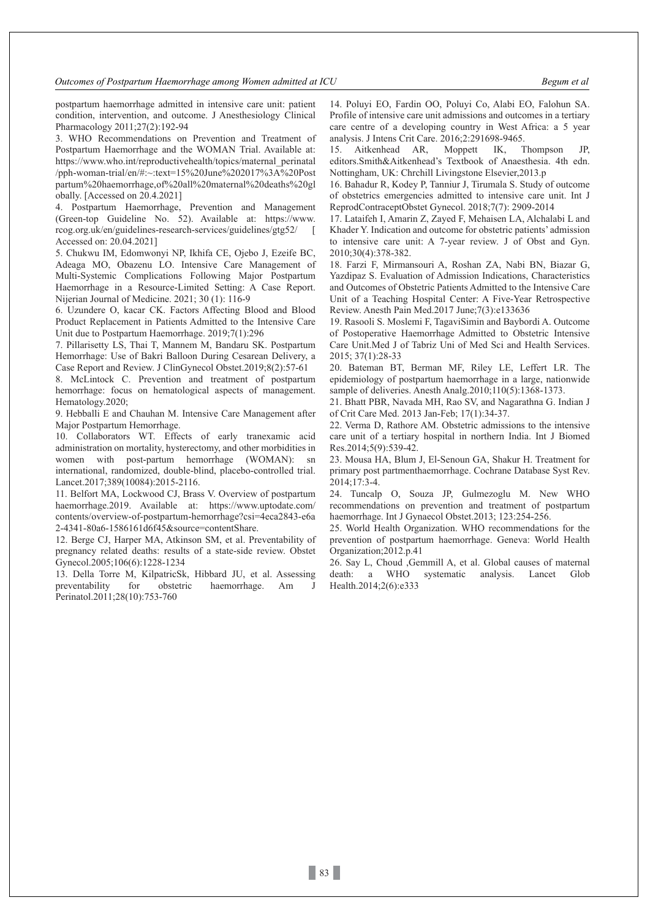postpartum haemorrhage admitted in intensive care unit: patient condition, intervention, and outcome. J Anesthesiology Clinical Pharmacology 2011;27(2):192-94

3. WHO Recommendations on Prevention and Treatment of Postpartum Haemorrhage and the WOMAN Trial. Available at: https://www.who.int/reproductivehealth/topics/maternal_perinatal/pph-woman-trial/en/#:~:text=15%20June%202017%3A%20Postpartum%20haemorrhage,of%20all%20maternal%20deaths%20globally. [Accessed on 20.4.2021]

4. Postpartum Haemorrhage, Prevention and Management (Green-top Guideline No. 52). Available at: https://www.rcog.org.uk/en/guidelines-research-services/guidelines/gtg52/ [ Accessed on: 20.04.2021]

5. Chukwu IM, Edomwonyi NP, Ikhifa CE, Ojebo J, Ezeife BC, Adeaga MO, Obazenu LO. Intensive Care Management of Multi-Systemic Complications Following Major Postpartum Haemorrhage in a Resource-Limited Setting: A Case Report. Nijerian Journal of Medicine. 2021; 30 (1): 116-9

6. Uzundere O, kacar CK. Factors Affecting Blood and Blood Product Replacement in Patients Admitted to the Intensive Care Unit due to Postpartum Haemorrhage. 2019;7(1):296

7. Pillarisetty LS, Thai T, Mannem M, Bandaru SK. Postpartum Hemorrhage: Use of Bakri Balloon During Cesarean Delivery, a Case Report and Review. J ClinGynecol Obstet.2019;8(2):57-61

8. McLintock C. Prevention and treatment of postpartum hemorrhage: focus on hematological aspects of management. Hematology.2020;

9. Hebballi E and Chauhan M. Intensive Care Management after Major Postpartum Hemorrhage.

10. Collaborators WT. Effects of early tranexamic acid administration on mortality, hysterectomy, and other morbidities in women with post-partum hemorrhage (WOMAN): sn international, randomized, double-blind, placebo-controlled trial. Lancet.2017;389(10084):2015-2116.

11. Belfort MA, Lockwood CJ, Brass V. Overview of postpartum haemorrhage.2019. Available at: https://www.uptodate.com/contents/overview-of-postpartum-hemorrhage?csi=4eca2843-e6a2-4341-80a6-1586161d6f45&source=contentShare.

12. Berge CJ, Harper MA, Atkinson SM, et al. Preventability of pregnancy related deaths: results of a state-side review. Obstet Gynecol.2005;106(6):1228-1234

13. Della Torre M, KilpatricSk, Hibbard JU, et al. Assessing preventability for obstetric haemorrhage. Am J Perinatol.2011;28(10):753-760

14. Poluyi EO, Fardin OO, Poluyi Co, Alabi EO, Falohun SA. Profile of intensive care unit admissions and outcomes in a tertiary care centre of a developing country in West Africa: a 5 year analysis. J Intens Crit Care. 2016;2:291698-9465.

15. Aitkenhead AR, Moppett IK, Thompson JP, editors.Smith&Aitkenhead's Textbook of Anaesthesia. 4th edn. Nottingham, UK: Chrchill Livingstone Elsevier,2013.p

16. Bahadur R, Kodey P, Tanniur J, Tirumala S. Study of outcome of obstetrics emergencies admitted to intensive care unit. Int J ReprodContraceptObstet Gynecol. 2018;7(7): 2909-2014

17. Lataifeh I, Amarin Z, Zayed F, Mehaisen LA, Alchalabi L and Khader Y. Indication and outcome for obstetric patients' admission to intensive care unit: A 7-year review. J of Obst and Gyn. 2010;30(4):378-382.

18. Farzi F, Mirmansouri A, Roshan ZA, Nabi BN, Biazar G, Yazdipaz S. Evaluation of Admission Indications, Characteristics and Outcomes of Obstetric Patients Admitted to the Intensive Care Unit of a Teaching Hospital Center: A Five-Year Retrospective Review. Anesth Pain Med.2017 June;7(3):e133636

19. Rasooli S. Moslemi F, TagaviSimin and Baybordi A. Outcome of Postoperative Haemorrhage Admitted to Obstetric Intensive Care Unit.Med J of Tabriz Uni of Med Sci and Health Services. 2015; 37(1):28-33

20. Bateman BT, Berman MF, Riley LE, Leffert LR. The epidemiology of postpartum haemorrhage in a large, nationwide sample of deliveries. Anesth Analg.2010;110(5):1368-1373.

21. Bhatt PBR, Navada MH, Rao SV, and Nagarathna G. Indian J of Crit Care Med. 2013 Jan-Feb; 17(1):34-37.

22. Verma D, Rathore AM. Obstetric admissions to the intensive care unit of a tertiary hospital in northern India. Int J Biomed Res.2014;5(9):539-42.

23. Mousa HA, Blum J, El-Senoun GA, Shakur H. Treatment for primary post partmenthaemorrhage. Cochrane Database Syst Rev. 2014;17:3-4.

24. Tuncalp O, Souza JP, Gulmezoglu M. New WHO recommendations on prevention and treatment of postpartum haemorrhage. Int J Gynaecol Obstet.2013; 123:254-256.

25. World Health Organization. WHO recommendations for the prevention of postpartum haemorrhage. Geneva: World Health Organization;2012.p.41

26. Say L, Choud ,Gemmill A, et al. Global causes of maternal death: a WHO systematic analysis. Lancet Glob Health.2014;2(6):e333